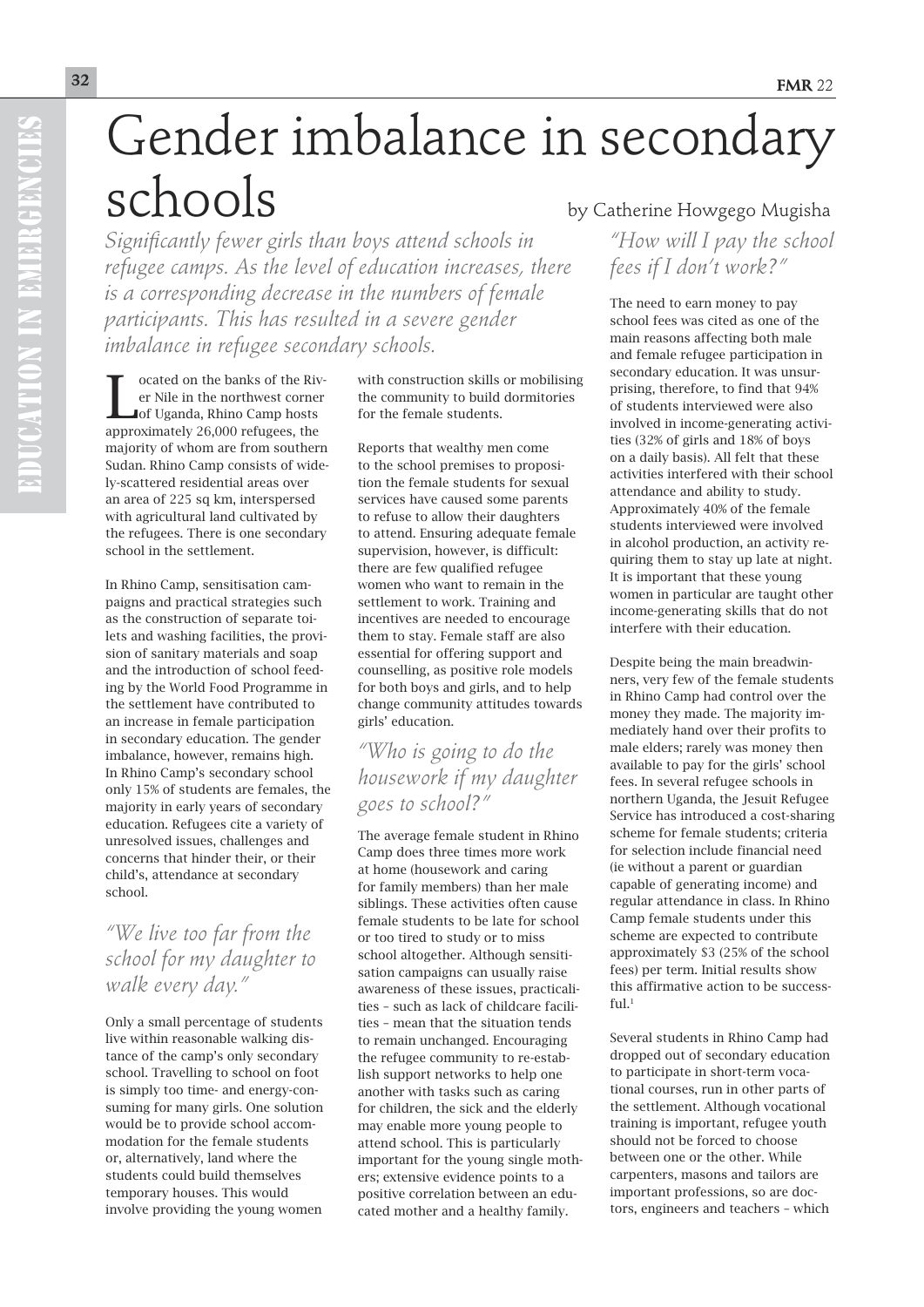# Gender imbalance in secondary schools

by Catherine Howgego Mugisha

*Significantly fewer girls than boys attend schools in refugee camps. As the level of education increases, there is a corresponding decrease in the numbers of female participants. This has resulted in a severe gender imbalance in refugee secondary schools.*

Located on the banks of the River Nile in the northwest corner of Uganda, Rhino Camp hosts approximately 26,000 refugees, the majority of whom are from southern Sudan. Rhino Camp consists of widely-scattered residential areas over an area of 225 sq km, interspersed with agricultural land cultivated by the refugees. There is one secondary school in the settlement.

In Rhino Camp, sensitisation campaigns and practical strategies such as the construction of separate toilets and washing facilities, the provision of sanitary materials and soap and the introduction of school feeding by the World Food Programme in the settlement have contributed to an increase in female participation in secondary education. The gender imbalance, however, remains high. In Rhino Camp's secondary school only 15% of students are females, the majority in early years of secondary education. Refugees cite a variety of unresolved issues, challenges and concerns that hinder their, or their child's, attendance at secondary school.

## *"We live too far from the school for my daughter to walk every day."*

Only a small percentage of students live within reasonable walking distance of the camp's only secondary school. Travelling to school on foot is simply too time- and energy-consuming for many girls. One solution would be to provide school accommodation for the female students or, alternatively, land where the students could build themselves temporary houses. This would involve providing the young women with construction skills or mobilising the community to build dormitories for the female students.

Reports that wealthy men come to the school premises to proposition the female students for sexual services have caused some parents to refuse to allow their daughters to attend. Ensuring adequate female supervision, however, is difficult: there are few qualified refugee women who want to remain in the settlement to work. Training and incentives are needed to encourage them to stay. Female staff are also essential for offering support and counselling, as positive role models for both boys and girls, and to help change community attitudes towards girls' education.

## *"Who is going to do the housework if my daughter goes to school?"*

The average female student in Rhino Camp does three times more work at home (housework and caring for family members) than her male siblings. These activities often cause female students to be late for school or too tired to study or to miss school altogether. Although sensitisation campaigns can usually raise awareness of these issues, practicalities – such as lack of childcare facilities – mean that the situation tends to remain unchanged. Encouraging the refugee community to re-establish support networks to help one another with tasks such as caring for children, the sick and the elderly may enable more young people to attend school. This is particularly important for the young single mothers; extensive evidence points to a positive correlation between an educated mother and a healthy family.

## *"How will I pay the school fees if I don't work?"*

The need to earn money to pay school fees was cited as one of the main reasons affecting both male and female refugee participation in secondary education. It was unsurprising, therefore, to find that 94% of students interviewed were also involved in income-generating activities (32% of girls and 18% of boys on a daily basis). All felt that these activities interfered with their school attendance and ability to study. Approximately 40% of the female students interviewed were involved in alcohol production, an activity requiring them to stay up late at night. It is important that these young women in particular are taught other income-generating skills that do not interfere with their education.

Despite being the main breadwinners, very few of the female students in Rhino Camp had control over the money they made. The majority immediately hand over their profits to male elders; rarely was money then available to pay for the girls' school fees. In several refugee schools in northern Uganda, the Jesuit Refugee Service has introduced a cost-sharing scheme for female students; criteria for selection include financial need (ie without a parent or guardian capable of generating income) and regular attendance in class. In Rhino Camp female students under this scheme are expected to contribute approximately $3 (25% of the school fees) per term. Initial results show this affirmative action to be successful.[1]

Several students in Rhino Camp had dropped out of secondary education to participate in short-term vocational courses, run in other parts of the settlement. Although vocational training is important, refugee youth should not be forced to choose between one or the other. While carpenters, masons and tailors are important professions, so are doctors, engineers and teachers – which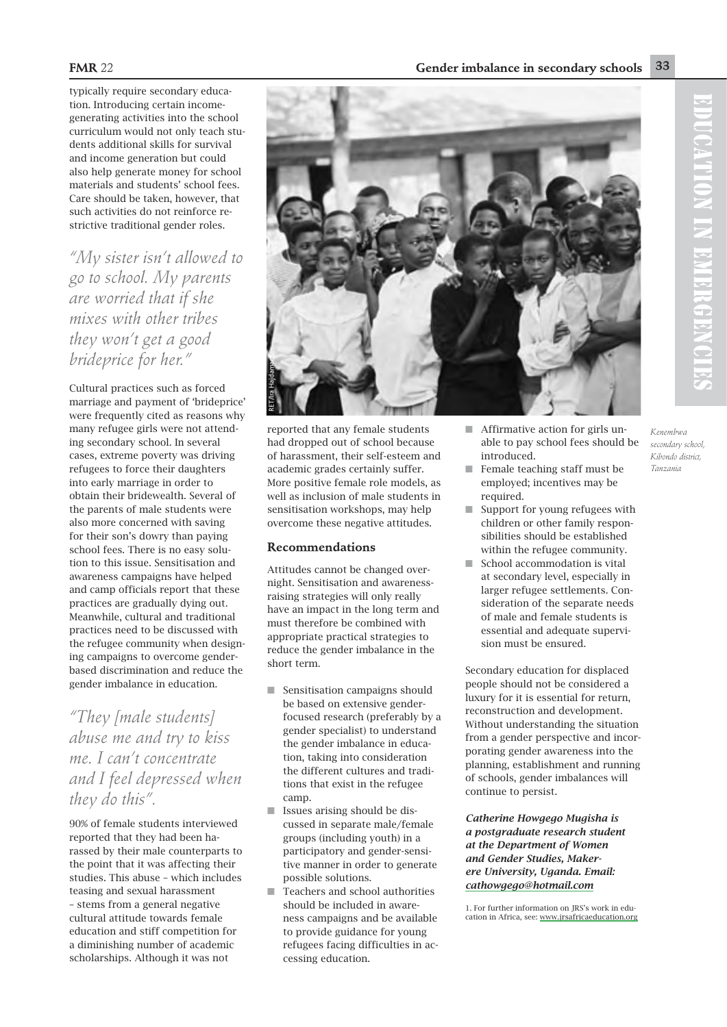typically require secondary education. Introducing certain income-generating activities into the school curriculum would not only teach students additional skills for survival and income generation but could also help generate money for school materials and students' school fees. Care should be taken, however, that such activities do not reinforce restrictive traditional gender roles.

*"My sister isn't allowed to go to school. My parents are worried that if she mixes with other tribes they won't get a good brideprice for her."*

Cultural practices such as forced marriage and payment of 'brideprice' were frequently cited as reasons why many refugee girls were not attending secondary school. In several cases, extreme poverty was driving refugees to force their daughters into early marriage in order to obtain their bridewealth. Several of the parents of male students were also more concerned with saving for their son's dowry than paying school fees. There is no easy solution to this issue. Sensitisation and awareness campaigns have helped and camp officials report that these practices are gradually dying out. Meanwhile, cultural and traditional practices need to be discussed with the refugee community when designing campaigns to overcome gender-based discrimination and reduce the gender imbalance in education.

*"They [male students] abuse me and try to kiss me. I can't concentrate and I feel depressed when they do this".*

90% of female students interviewed reported that they had been harassed by their male counterparts to the point that it was affecting their studies. This abuse – which includes teasing and sexual harassment – stems from a general negative cultural attitude towards female education and stiff competition for a diminishing number of academic scholarships. Although it was not reported that any female students had dropped out of school because of harassment, their self-esteem and academic grades certainly suffer. More positive female role models, as well as inclusion of male students in sensitisation workshops, may help overcome these negative attitudes.

*Kenembwa secondary school, Kibondo district, Tanzania*

## Recommendations

Attitudes cannot be changed overnight. Sensitisation and awareness-raising strategies will only really have an impact in the long term and must therefore be combined with appropriate practical strategies to reduce the gender imbalance in the short term.

- Sensitisation campaigns should be based on extensive gender-focused research (preferably by a gender specialist) to understand the gender imbalance in education, taking into consideration the different cultures and traditions that exist in the refugee camp.
- Issues arising should be discussed in separate male/female groups (including youth) in a participatory and gender-sensitive manner in order to generate possible solutions.
- Teachers and school authorities should be included in awareness campaigns and be available to provide guidance for young refugees facing difficulties in accessing education.
- Affirmative action for girls unable to pay school fees should be introduced.
- Female teaching staff must be employed; incentives may be required.
- Support for young refugees with children or other family responsibilities should be established within the refugee community.
- School accommodation is vital at secondary level, especially in larger refugee settlements. Consideration of the separate needs of male and female students is essential and adequate supervision must be ensured.

Secondary education for displaced people should not be considered a luxury for it is essential for return, reconstruction and development. Without understanding the situation from a gender perspective and incorporating gender awareness into the planning, establishment and running of schools, gender imbalances will continue to persist.

***Catherine Howgego Mugisha is a postgraduate research student at the Department of Women and Gender Studies, Makerere University, Uganda. Email: cathowgego@hotmail.com***

1. For further information on JRS's work in education in Africa, see: www.jrsafricaeducation.org